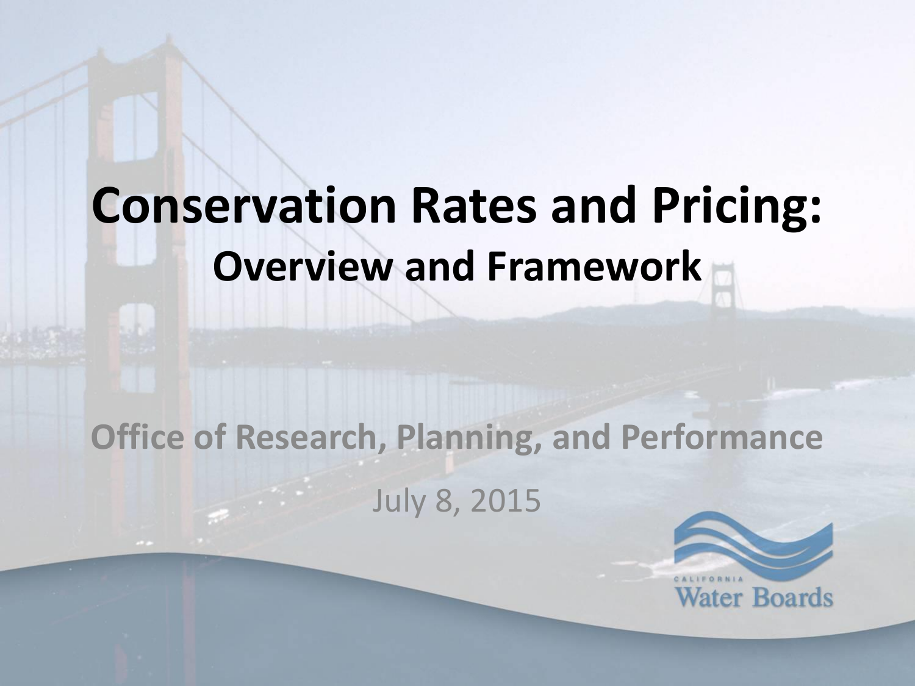# Conservation Rates and Pricing:

## Overview and Framework

**Office of Research, Planning, and Performance**

July 8, 2015

California Water Boards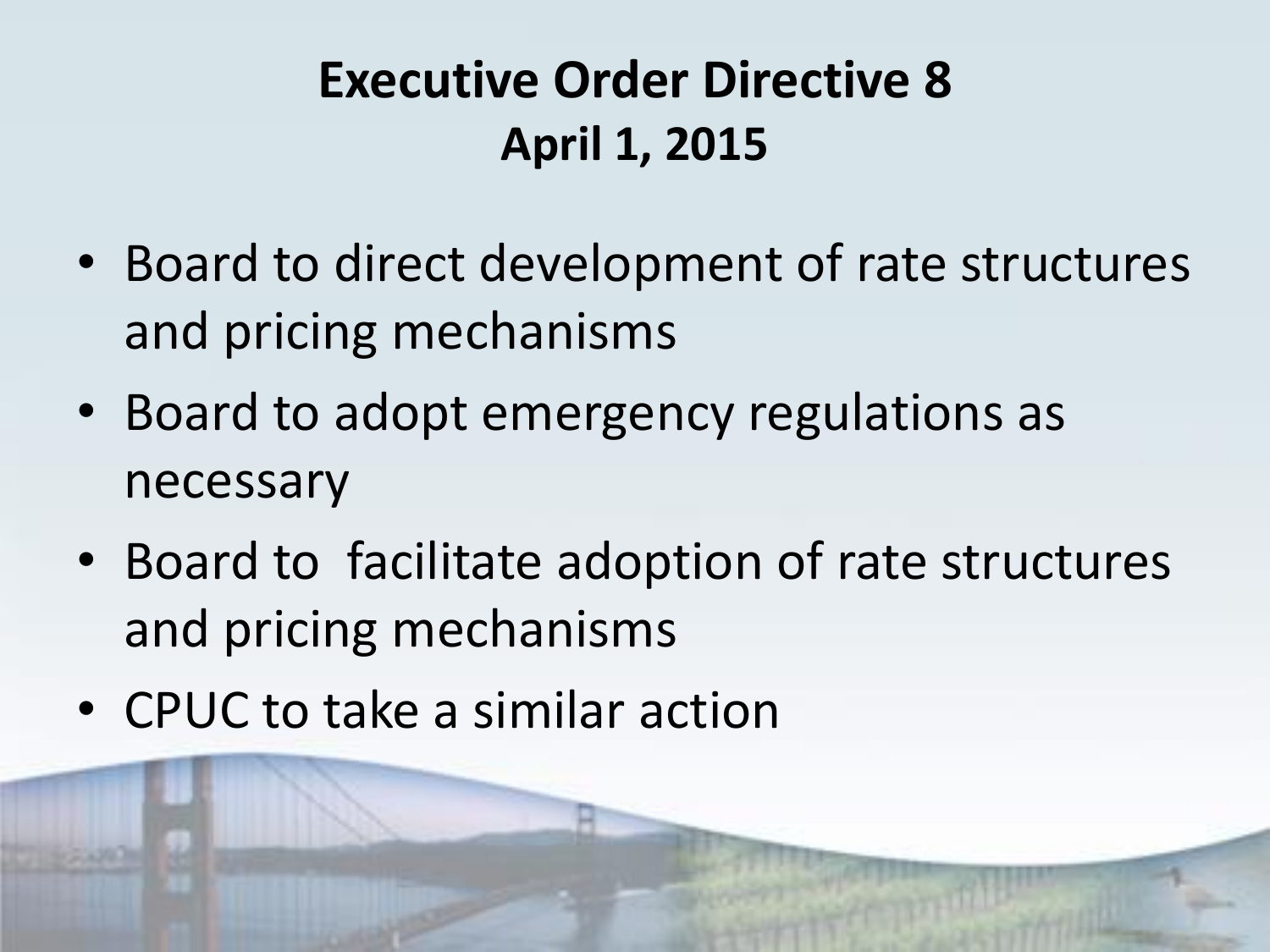# Executive Order Directive 8

## April 1, 2015

- Board to direct development of rate structures and pricing mechanisms
- Board to adopt emergency regulations as necessary
- Board to  facilitate adoption of rate structures and pricing mechanisms
- CPUC to take a similar action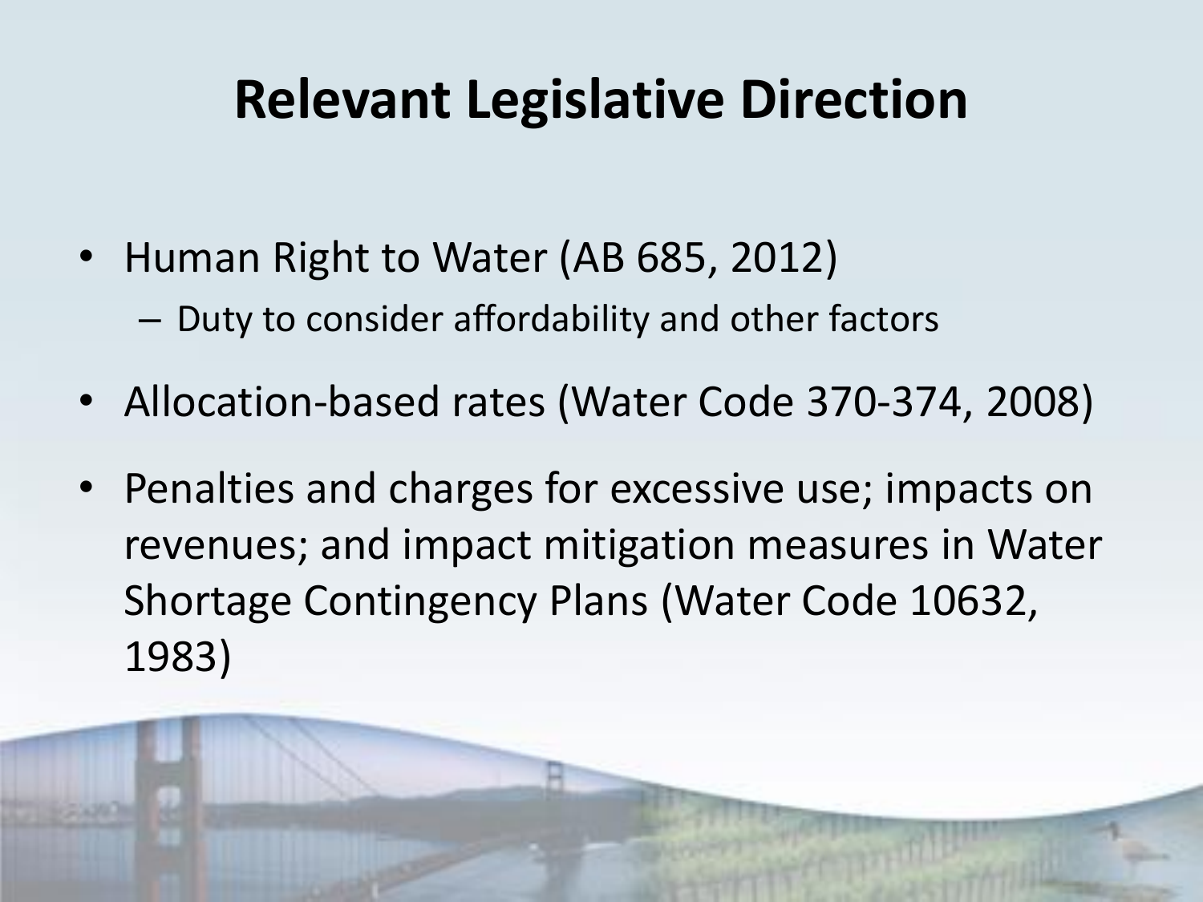# Relevant Legislative Direction

- Human Right to Water (AB 685, 2012)
  - Duty to consider affordability and other factors
- Allocation-based rates (Water Code 370-374, 2008)
- Penalties and charges for excessive use; impacts on revenues; and impact mitigation measures in Water Shortage Contingency Plans (Water Code 10632, 1983)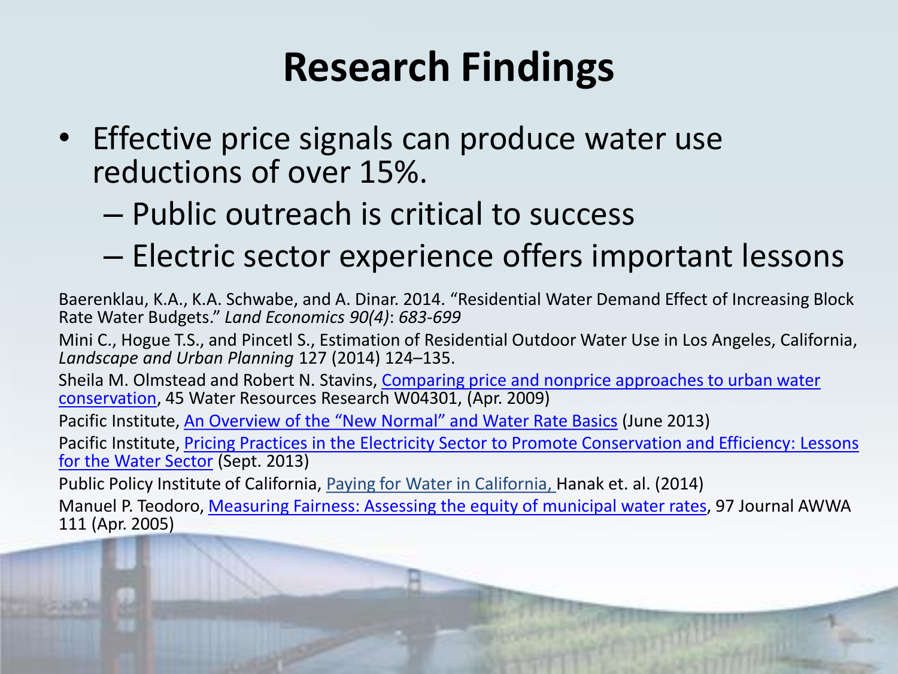# Research Findings

- Effective price signals can produce water use reductions of over 15%.
  - Public outreach is critical to success
  - Electric sector experience offers important lessons

Baerenklau, K.A., K.A. Schwabe, and A. Dinar. 2014. "Residential Water Demand Effect of Increasing Block Rate Water Budgets." *Land Economics 90(4)*: *683-699*

Mini C., Hogue T.S., and Pincetl S., Estimation of Residential Outdoor Water Use in Los Angeles, California, *Landscape and Urban Planning* 127 (2014) 124–135.

Sheila M. Olmstead and Robert N. Stavins, Comparing price and nonprice approaches to urban water conservation, 45 Water Resources Research W04301, (Apr. 2009)

Pacific Institute, An Overview of the "New Normal" and Water Rate Basics (June 2013)

Pacific Institute, Pricing Practices in the Electricity Sector to Promote Conservation and Efficiency: Lessons for the Water Sector (Sept. 2013)

Public Policy Institute of California, Paying for Water in California, Hanak et. al. (2014)

Manuel P. Teodoro, Measuring Fairness: Assessing the equity of municipal water rates, 97 Journal AWWA 111 (Apr. 2005)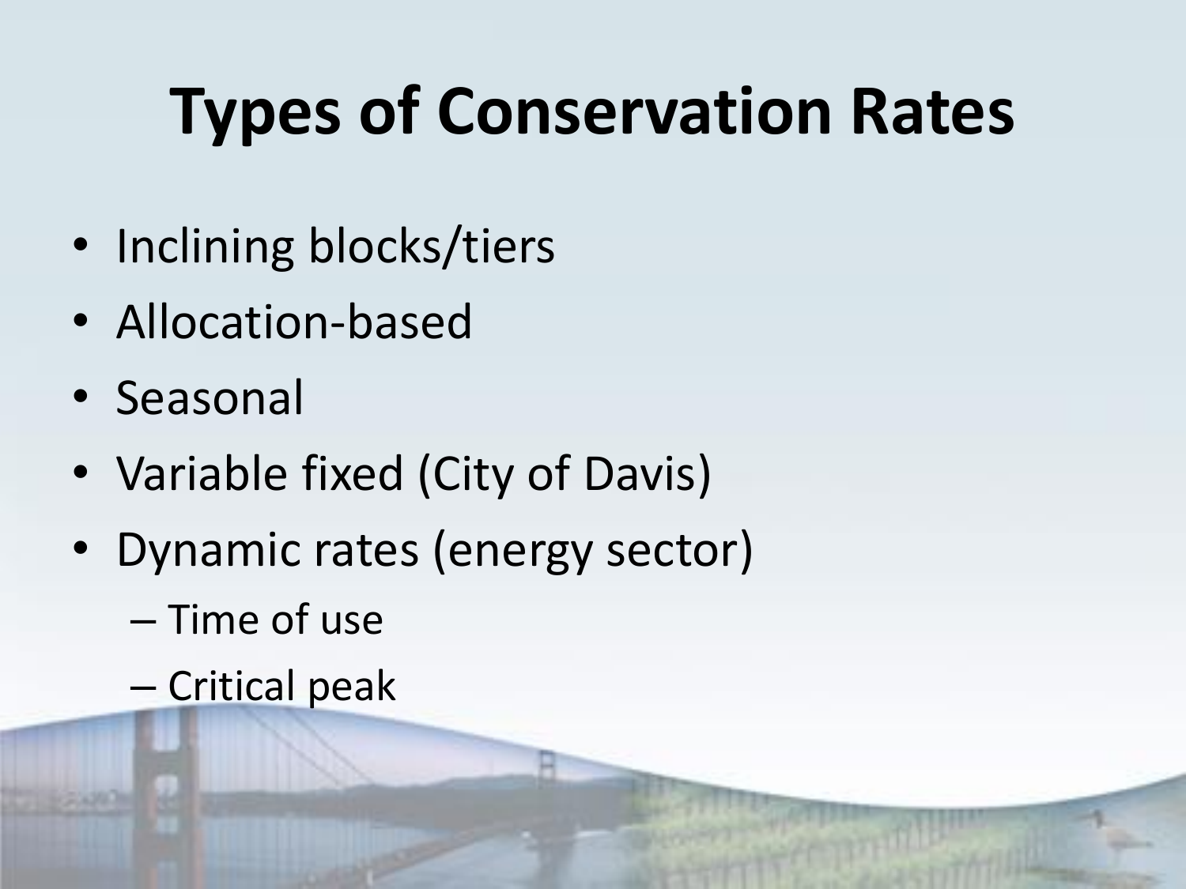# Types of Conservation Rates

- Inclining blocks/tiers
- Allocation-based
- Seasonal
- Variable fixed (City of Davis)
- Dynamic rates (energy sector)
  - Time of use
  - Critical peak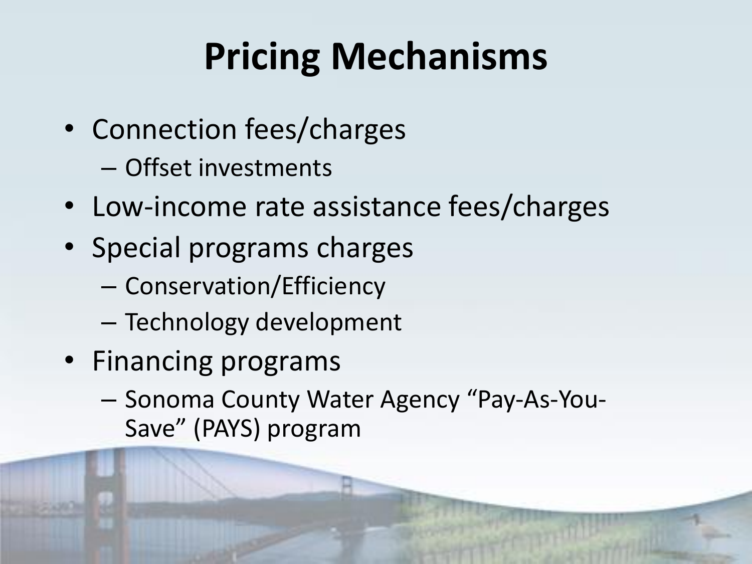# Pricing Mechanisms

- Connection fees/charges
  - Offset investments
- Low-income rate assistance fees/charges
- Special programs charges
  - Conservation/Efficiency
  - Technology development
- Financing programs
  - Sonoma County Water Agency “Pay-As-You-Save” (PAYS) program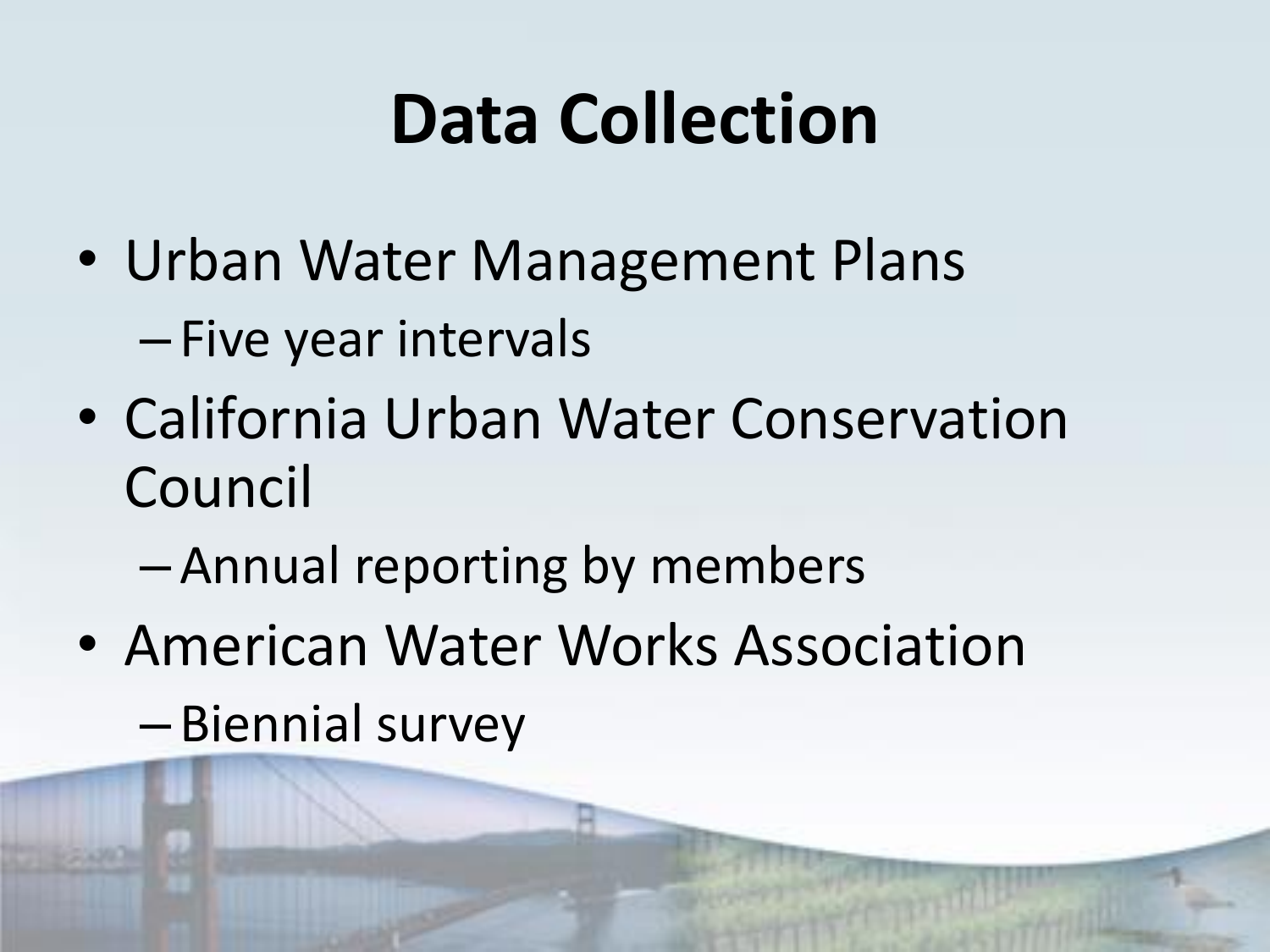# Data Collection

- Urban Water Management Plans
  - Five year intervals
- California Urban Water Conservation Council
  - Annual reporting by members
- American Water Works Association
  - Biennial survey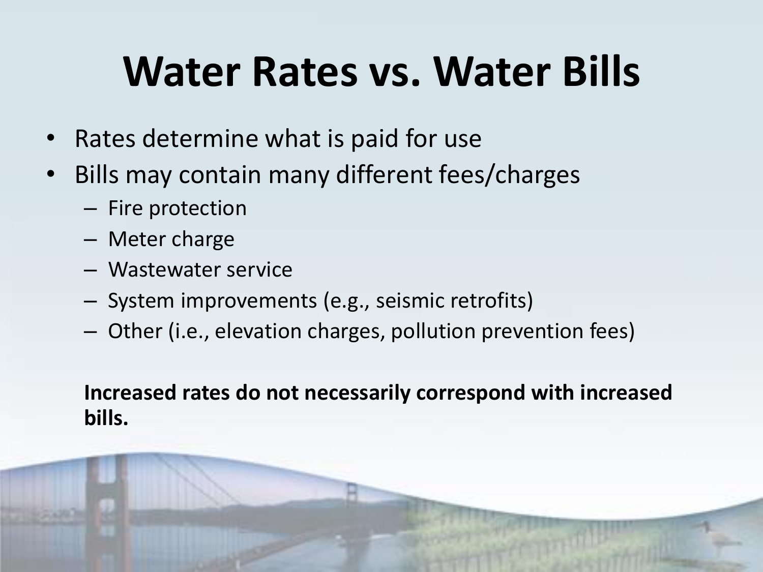# Water Rates vs. Water Bills

- Rates determine what is paid for use
- Bills may contain many different fees/charges
  - Fire protection
  - Meter charge
  - Wastewater service
  - System improvements (e.g., seismic retrofits)
  - Other (i.e., elevation charges, pollution prevention fees)

**Increased rates do not necessarily correspond with increased bills.**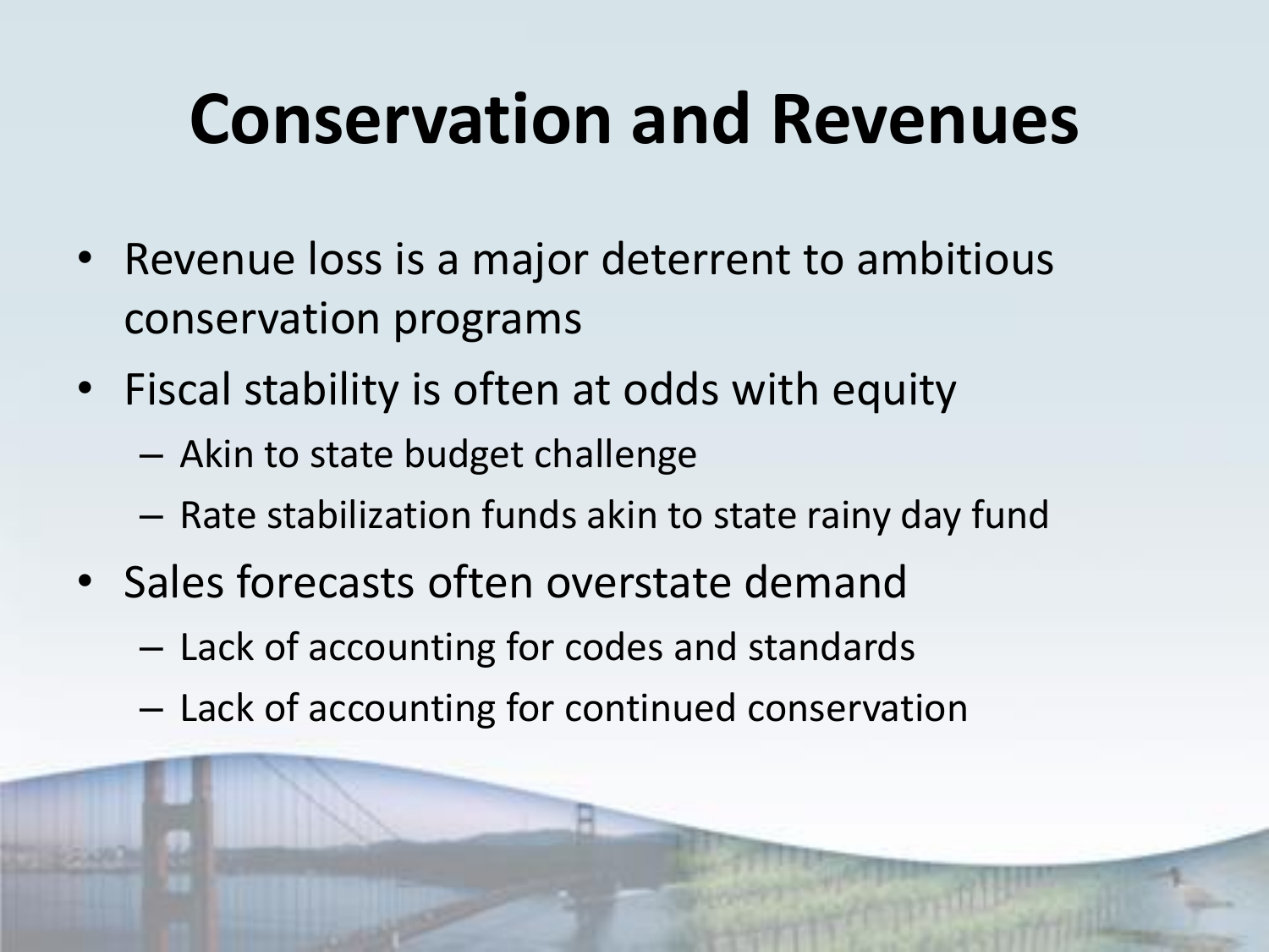# Conservation and Revenues

- Revenue loss is a major deterrent to ambitious conservation programs
- Fiscal stability is often at odds with equity
  - Akin to state budget challenge
  - Rate stabilization funds akin to state rainy day fund
- Sales forecasts often overstate demand
  - Lack of accounting for codes and standards
  - Lack of accounting for continued conservation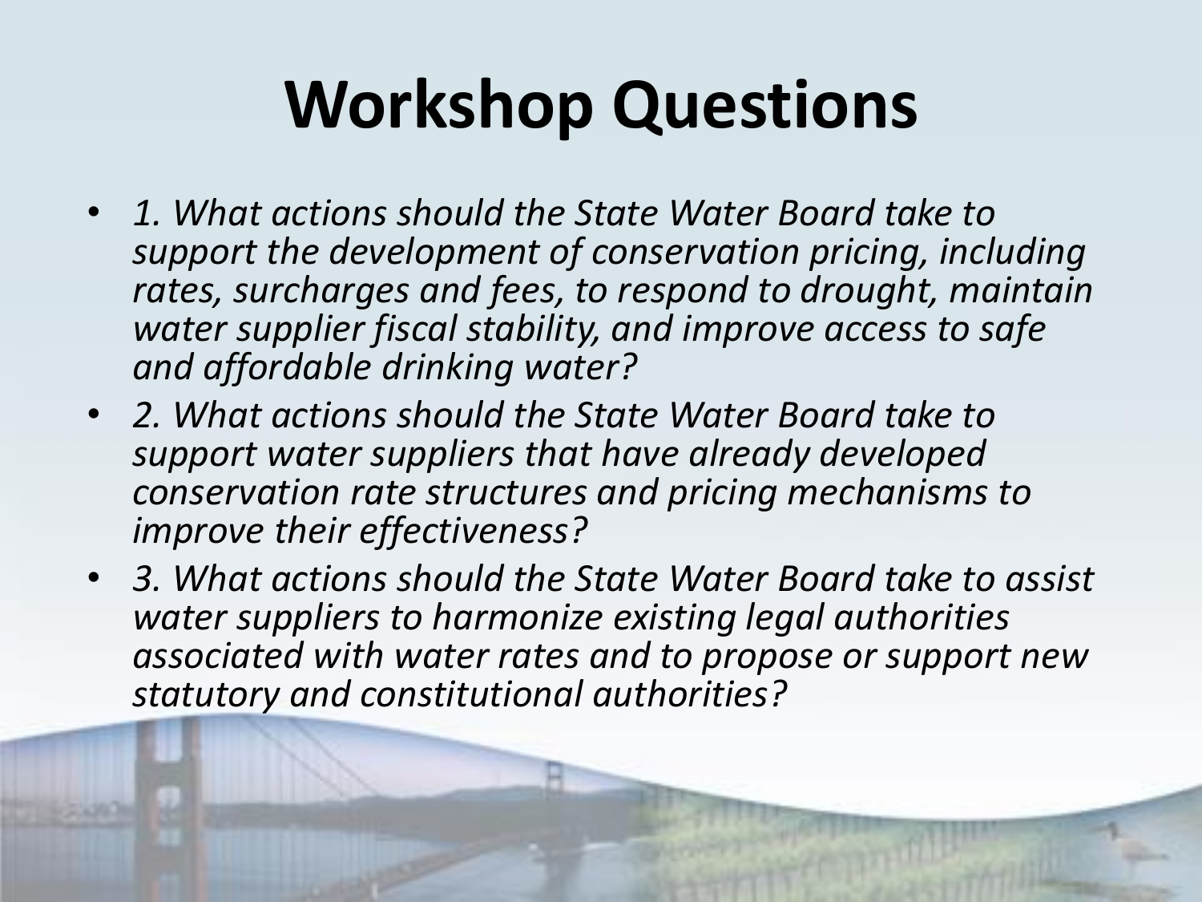# Workshop Questions

- *1. What actions should the State Water Board take to support the development of conservation pricing, including rates, surcharges and fees, to respond to drought, maintain water supplier fiscal stability, and improve access to safe and affordable drinking water?*
- *2. What actions should the State Water Board take to support water suppliers that have already developed conservation rate structures and pricing mechanisms to improve their effectiveness?*
- *3. What actions should the State Water Board take to assist water suppliers to harmonize existing legal authorities associated with water rates and to propose or support new statutory and constitutional authorities?*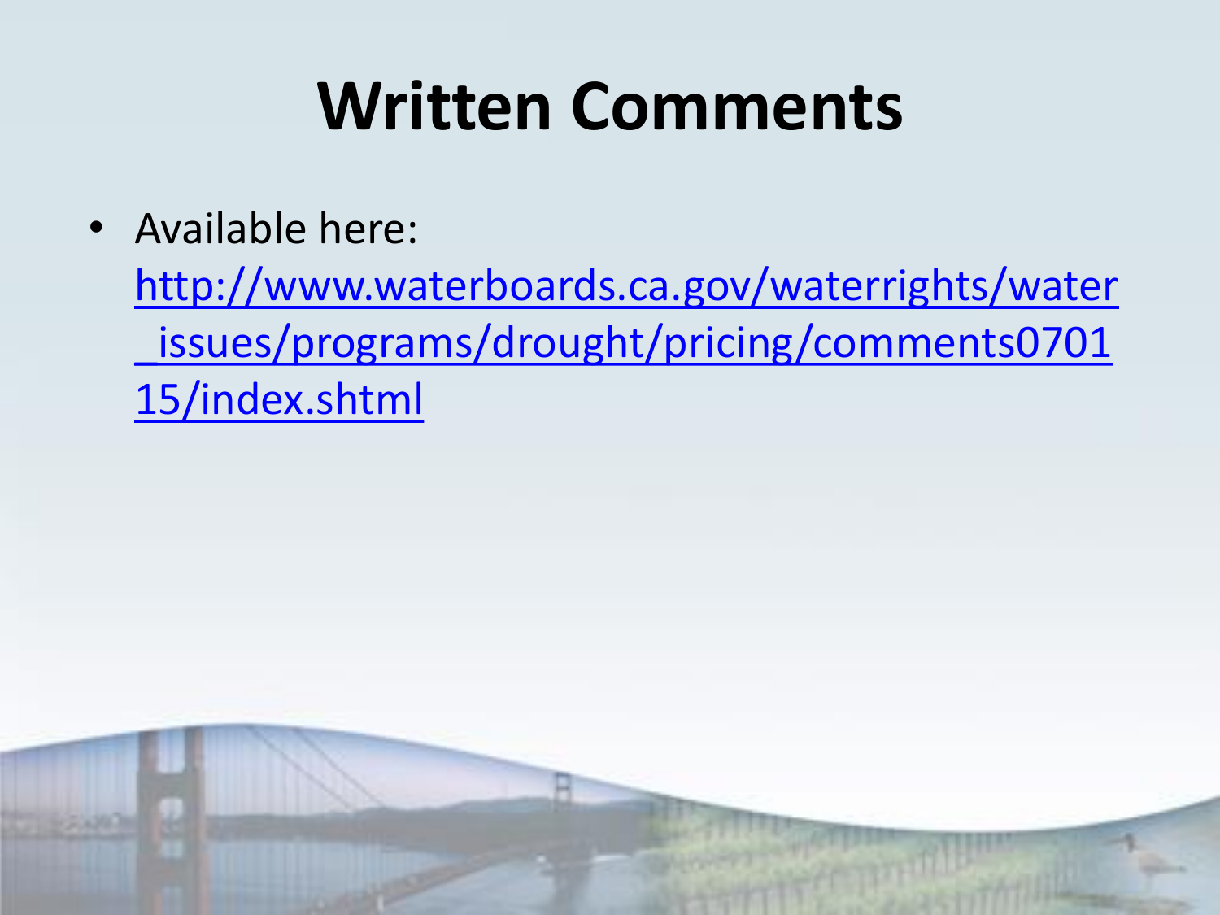# Written Comments

- Available here: http://www.waterboards.ca.gov/waterrights/water_issues/programs/drought/pricing/comments070115/index.shtml